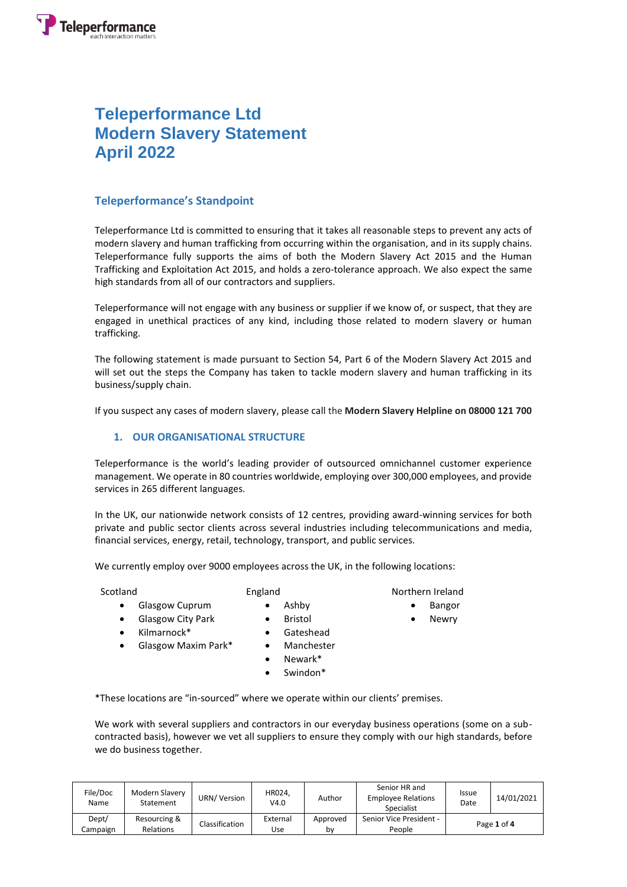# Teleperformance Ltd
# Modern Slavery Statement
# April 2022

## Teleperformance's Standpoint

Teleperformance Ltd is committed to ensuring that it takes all reasonable steps to prevent any acts of modern slavery and human trafficking from occurring within the organisation, and in its supply chains. Teleperformance fully supports the aims of both the Modern Slavery Act 2015 and the Human Trafficking and Exploitation Act 2015, and holds a zero-tolerance approach. We also expect the same high standards from all of our contractors and suppliers.

Teleperformance will not engage with any business or supplier if we know of, or suspect, that they are engaged in unethical practices of any kind, including those related to modern slavery or human trafficking.

The following statement is made pursuant to Section 54, Part 6 of the Modern Slavery Act 2015 and will set out the steps the Company has taken to tackle modern slavery and human trafficking in its business/supply chain.

If you suspect any cases of modern slavery, please call the **Modern Slavery Helpline on 08000 121 700**

## 1. OUR ORGANISATIONAL STRUCTURE

Teleperformance is the world's leading provider of outsourced omnichannel customer experience management. We operate in 80 countries worldwide, employing over 300,000 employees, and provide services in 265 different languages.

In the UK, our nationwide network consists of 12 centres, providing award-winning services for both private and public sector clients across several industries including telecommunications and media, financial services, energy, retail, technology, transport, and public services.

We currently employ over 9000 employees across the UK, in the following locations:

Scotland
- Glasgow Cuprum
- Glasgow City Park
- Kilmarnock*
- Glasgow Maxim Park*

England
- Ashby
- Bristol
- Gateshead
- Manchester
- Newark*
- Swindon*

Northern Ireland
- Bangor
- Newry

*These locations are "in-sourced" where we operate within our clients' premises.

We work with several suppliers and contractors in our everyday business operations (some on a sub-contracted basis), however we vet all suppliers to ensure they comply with our high standards, before we do business together.

| File/Doc Name | Modern Slavery Statement | URN/ Version | HR024, V4.0 | Author | Senior HR and Employee Relations Specialist | Issue Date | 14/01/2021 |
|---|---|---|---|---|---|---|---|
| Dept/ Campaign | Resourcing & Relations | Classification | External Use | Approved by | Senior Vice President - People | Page 1 of 4 | |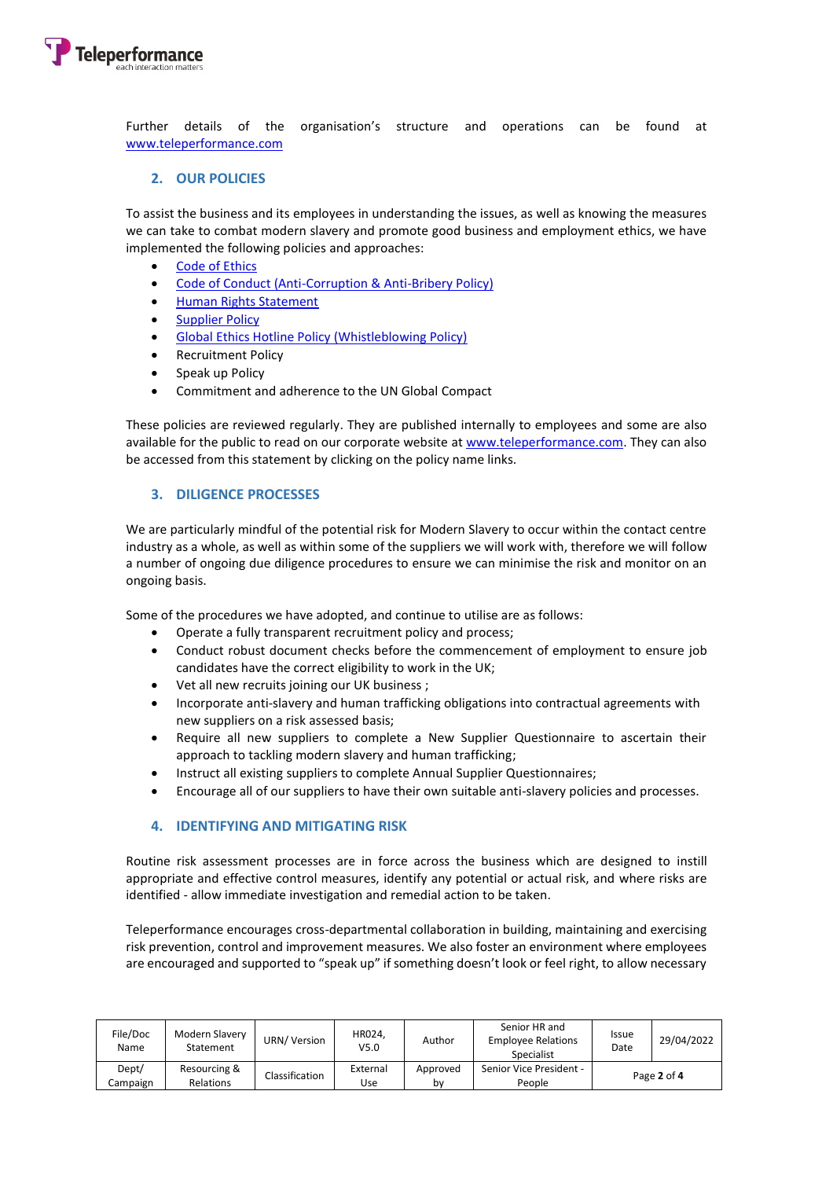Further details of the organisation's structure and operations can be found at www.teleperformance.com

## 2. OUR POLICIES

To assist the business and its employees in understanding the issues, as well as knowing the measures we can take to combat modern slavery and promote good business and employment ethics, we have implemented the following policies and approaches:

- Code of Ethics
- Code of Conduct (Anti-Corruption & Anti-Bribery Policy)
- Human Rights Statement
- Supplier Policy
- Global Ethics Hotline Policy (Whistleblowing Policy)
- Recruitment Policy
- Speak up Policy
- Commitment and adherence to the UN Global Compact

These policies are reviewed regularly. They are published internally to employees and some are also available for the public to read on our corporate website at www.teleperformance.com. They can also be accessed from this statement by clicking on the policy name links.

## 3. DILIGENCE PROCESSES

We are particularly mindful of the potential risk for Modern Slavery to occur within the contact centre industry as a whole, as well as within some of the suppliers we will work with, therefore we will follow a number of ongoing due diligence procedures to ensure we can minimise the risk and monitor on an ongoing basis.

Some of the procedures we have adopted, and continue to utilise are as follows:

- Operate a fully transparent recruitment policy and process;
- Conduct robust document checks before the commencement of employment to ensure job candidates have the correct eligibility to work in the UK;
- Vet all new recruits joining our UK business ;
- Incorporate anti-slavery and human trafficking obligations into contractual agreements with new suppliers on a risk assessed basis;
- Require all new suppliers to complete a New Supplier Questionnaire to ascertain their approach to tackling modern slavery and human trafficking;
- Instruct all existing suppliers to complete Annual Supplier Questionnaires;
- Encourage all of our suppliers to have their own suitable anti-slavery policies and processes.

## 4. IDENTIFYING AND MITIGATING RISK

Routine risk assessment processes are in force across the business which are designed to instill appropriate and effective control measures, identify any potential or actual risk, and where risks are identified - allow immediate investigation and remedial action to be taken.

Teleperformance encourages cross-departmental collaboration in building, maintaining and exercising risk prevention, control and improvement measures. We also foster an environment where employees are encouraged and supported to "speak up" if something doesn't look or feel right, to allow necessary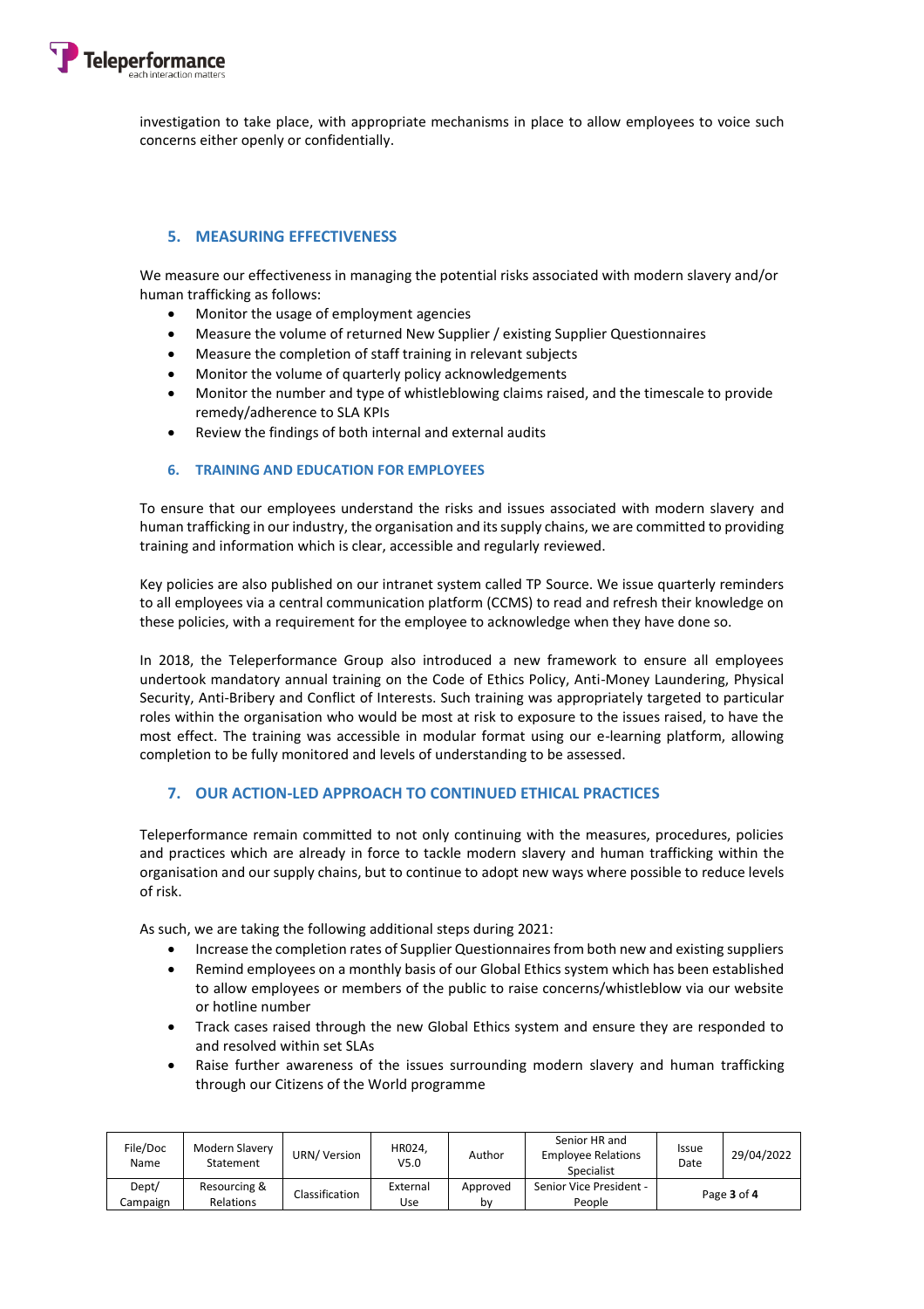investigation to take place, with appropriate mechanisms in place to allow employees to voice such concerns either openly or confidentially.

## 5. MEASURING EFFECTIVENESS

We measure our effectiveness in managing the potential risks associated with modern slavery and/or human trafficking as follows:

- Monitor the usage of employment agencies
- Measure the volume of returned New Supplier / existing Supplier Questionnaires
- Measure the completion of staff training in relevant subjects
- Monitor the volume of quarterly policy acknowledgements
- Monitor the number and type of whistleblowing claims raised, and the timescale to provide remedy/adherence to SLA KPIs
- Review the findings of both internal and external audits

## 6. TRAINING AND EDUCATION FOR EMPLOYEES

To ensure that our employees understand the risks and issues associated with modern slavery and human trafficking in our industry, the organisation and its supply chains, we are committed to providing training and information which is clear, accessible and regularly reviewed.

Key policies are also published on our intranet system called TP Source. We issue quarterly reminders to all employees via a central communication platform (CCMS) to read and refresh their knowledge on these policies, with a requirement for the employee to acknowledge when they have done so.

In 2018, the Teleperformance Group also introduced a new framework to ensure all employees undertook mandatory annual training on the Code of Ethics Policy, Anti-Money Laundering, Physical Security, Anti-Bribery and Conflict of Interests. Such training was appropriately targeted to particular roles within the organisation who would be most at risk to exposure to the issues raised, to have the most effect. The training was accessible in modular format using our e-learning platform, allowing completion to be fully monitored and levels of understanding to be assessed.

## 7. OUR ACTION-LED APPROACH TO CONTINUED ETHICAL PRACTICES

Teleperformance remain committed to not only continuing with the measures, procedures, policies and practices which are already in force to tackle modern slavery and human trafficking within the organisation and our supply chains, but to continue to adopt new ways where possible to reduce levels of risk.

As such, we are taking the following additional steps during 2021:

- Increase the completion rates of Supplier Questionnaires from both new and existing suppliers
- Remind employees on a monthly basis of our Global Ethics system which has been established to allow employees or members of the public to raise concerns/whistleblow via our website or hotline number
- Track cases raised through the new Global Ethics system and ensure they are responded to and resolved within set SLAs
- Raise further awareness of the issues surrounding modern slavery and human trafficking through our Citizens of the World programme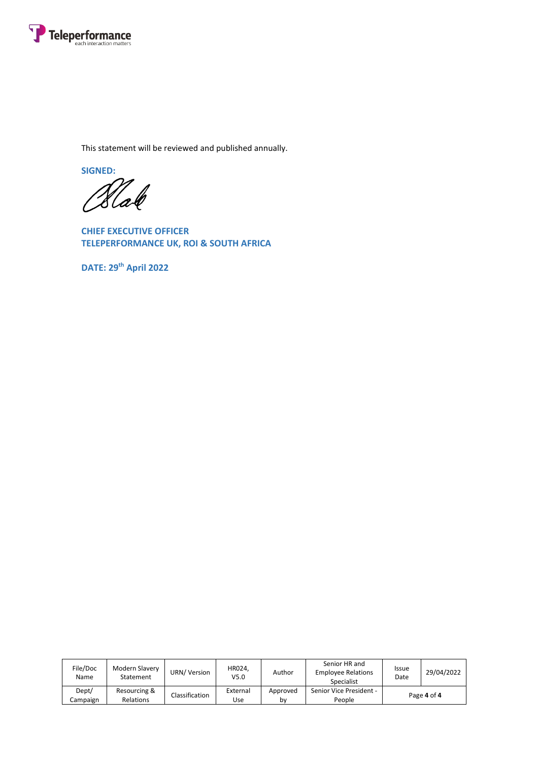This statement will be reviewed and published annually.

**SIGNED:**

**CHIEF EXECUTIVE OFFICER**
**TELEPERFORMANCE UK, ROI & SOUTH AFRICA**

**DATE: 29th April 2022**

| | | | | | | | |
|---|---|---|---|---|---|---|---|
| File/Doc Name | Modern Slavery Statement | URN/ Version | HR024, V5.0 | Author | Senior HR and Employee Relations Specialist | Issue Date | 29/04/2022 |
| Dept/ Campaign | Resourcing & Relations | Classification | External Use | Approved by | Senior Vice President - People | Page **4** of **4** | |